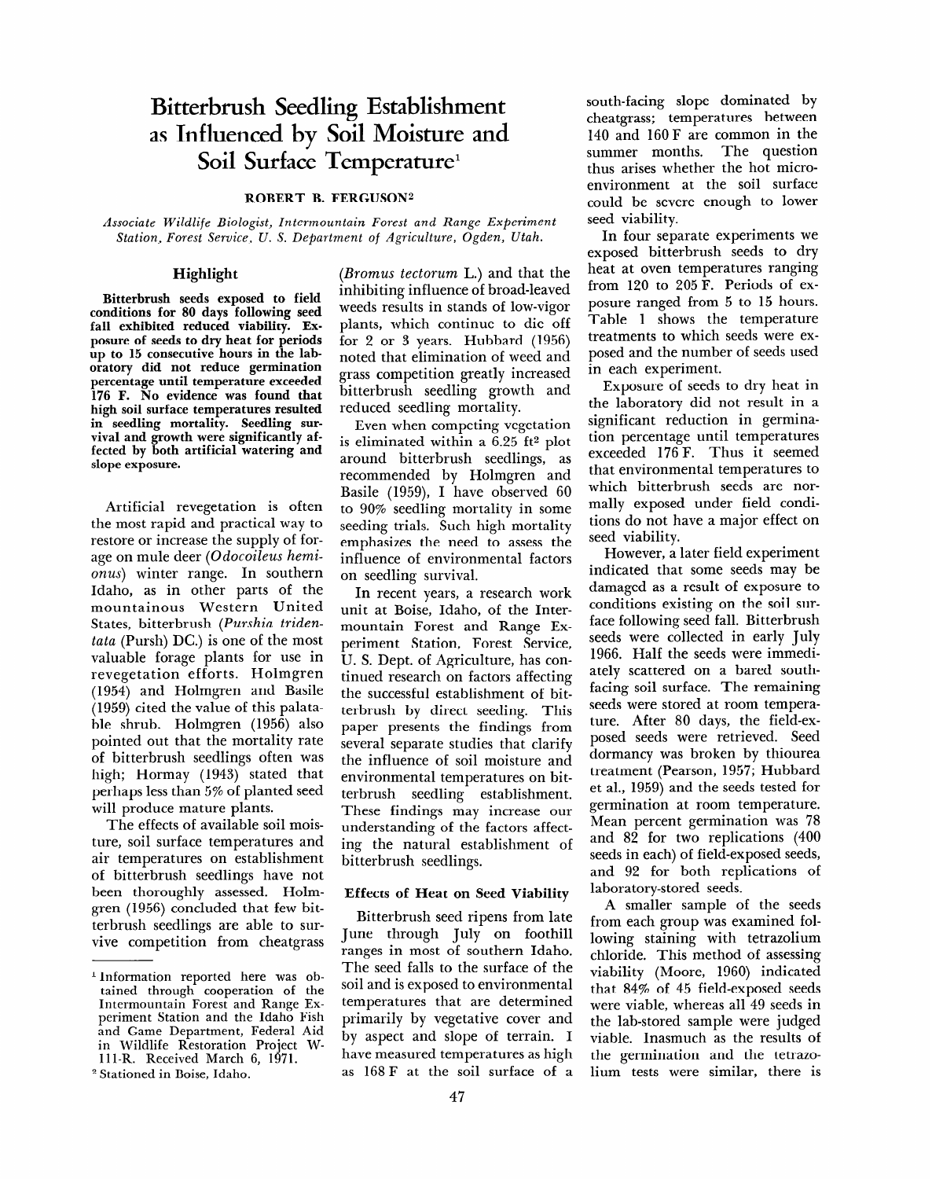# Bitterbrush Seedling Establishment as Influenced by Soil Moisture and Soil Surface Temperature[1]

**ROBERT B. FERGUSON[2]**

*Associate Wildlife Biologist, Intermountain Forest and Range Experiment Station, Forest Service, U. S. Department of Agriculture, Ogden, Utah.*

## Highlight

**Bitterbrush seeds exposed to field conditions for 80 days following seed fall exhibited reduced viability. Exposure of seeds to dry heat for periods up to 15 consecutive hours in the laboratory did not reduce germination percentage until temperature exceeded 176 F. No evidence was found that high soil surface temperatures resulted in seedling mortality. Seedling survival and growth were significantly affected by both artificial watering and slope exposure.**

Artificial revegetation is often the most rapid and practical way to restore or increase the supply of forage on mule deer (*Odocoileus hemionus*) winter range. In southern Idaho, as in other parts of the mountainous Western United States, bitterbrush (*Purshia tridentata* (Pursh) DC.) is one of the most valuable forage plants for use in revegetation efforts. Holmgren (1954) and Holmgren and Basile (1959) cited the value of this palatable shrub. Holmgren (1956) also pointed out that the mortality rate of bitterbrush seedlings often was high; Hormay (1943) stated that perhaps less than 5% of planted seed will produce mature plants.

The effects of available soil moisture, soil surface temperatures and air temperatures on establishment of bitterbrush seedlings have not been thoroughly assessed. Holmgren (1956) concluded that few bitterbrush seedlings are able to survive competition from cheatgrass (*Bromus tectorum* L.) and that the inhibiting influence of broad-leaved weeds results in stands of low-vigor plants, which continue to die off for 2 or 3 years. Hubbard (1956) noted that elimination of weed and grass competition greatly increased bitterbrush seedling growth and reduced seedling mortality.

Even when competing vegetation is eliminated within a 6.25 ft$^2$ plot around bitterbrush seedlings, as recommended by Holmgren and Basile (1959), I have observed 60 to 90% seedling mortality in some seeding trials. Such high mortality emphasizes the need to assess the influence of environmental factors on seedling survival.

In recent years, a research work unit at Boise, Idaho, of the Intermountain Forest and Range Experiment Station, Forest Service, U. S. Dept. of Agriculture, has continued research on factors affecting the successful establishment of bitterbrush by direct seeding. This paper presents the findings from several separate studies that clarify the influence of soil moisture and environmental temperatures on bitterbrush seedling establishment. These findings may increase our understanding of the factors affecting the natural establishment of bitterbrush seedlings.

## Effects of Heat on Seed Viability

Bitterbrush seed ripens from late June through July on foothill ranges in most of southern Idaho. The seed falls to the surface of the soil and is exposed to environmental temperatures that are determined primarily by vegetative cover and by aspect and slope of terrain. I have measured temperatures as high as 168 F at the soil surface of a south-facing slope dominated by cheatgrass; temperatures between 140 and 160 F are common in the summer months. The question thus arises whether the hot microenvironment at the soil surface could be severe enough to lower seed viability.

In four separate experiments we exposed bitterbrush seeds to dry heat at oven temperatures ranging from 120 to 205 F. Periods of exposure ranged from 5 to 15 hours. Table 1 shows the temperature treatments to which seeds were exposed and the number of seeds used in each experiment.

Exposure of seeds to dry heat in the laboratory did not result in a significant reduction in germination percentage until temperatures exceeded 176 F. Thus it seemed that environmental temperatures to which bitterbrush seeds are normally exposed under field conditions do not have a major effect on seed viability.

However, a later field experiment indicated that some seeds may be damaged as a result of exposure to conditions existing on the soil surface following seed fall. Bitterbrush seeds were collected in early July 1966. Half the seeds were immediately scattered on a bared south-facing soil surface. The remaining seeds were stored at room temperature. After 80 days, the field-exposed seeds were retrieved. Seed dormancy was broken by thiourea treatment (Pearson, 1957; Hubbard et al., 1959) and the seeds tested for germination at room temperature. Mean percent germination was 78 and 82 for two replications (400 seeds in each) of field-exposed seeds, and 92 for both replications of laboratory-stored seeds.

A smaller sample of the seeds from each group was examined following staining with tetrazolium chloride. This method of assessing viability (Moore, 1960) indicated that 84% of 45 field-exposed seeds were viable, whereas all 49 seeds in the lab-stored sample were judged viable. Inasmuch as the results of the germination and the tetrazolium tests were similar, there is

---

[1] Information reported here was obtained through cooperation of the Intermountain Forest and Range Experiment Station and the Idaho Fish and Game Department, Federal Aid in Wildlife Restoration Project W-111-R. Received March 6, 1971.

[2] Stationed in Boise, Idaho.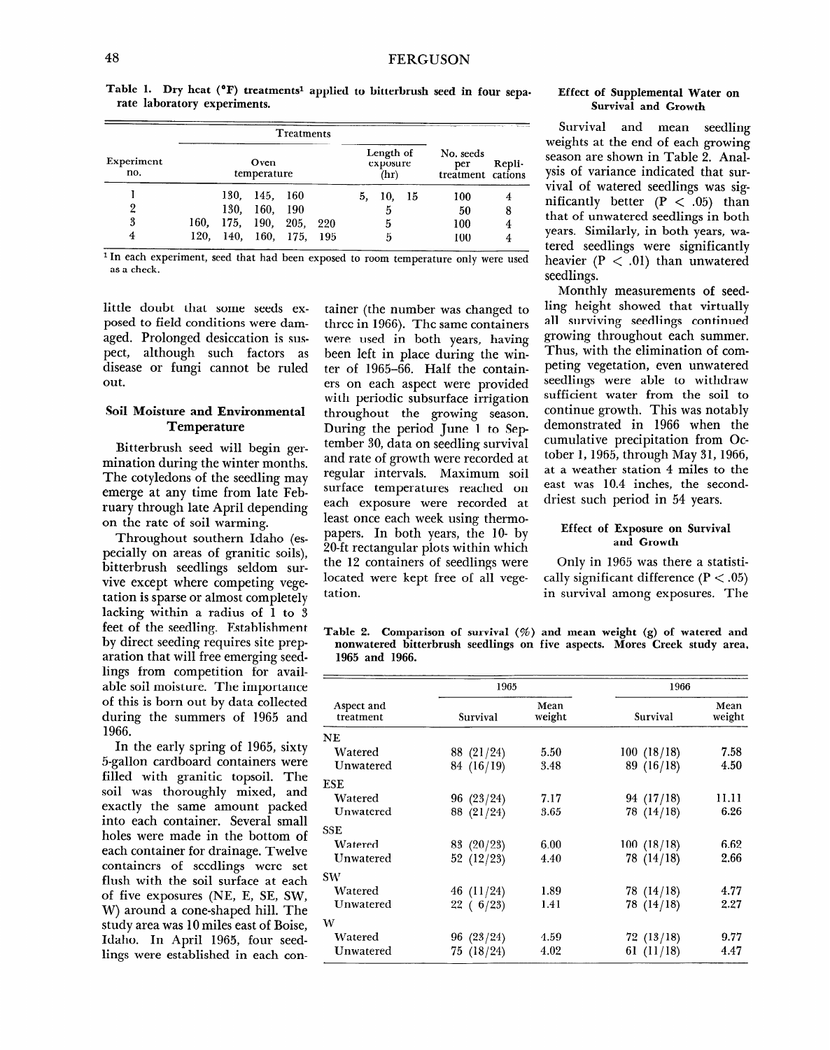Table 1. Dry heat (°F) treatments[1] applied to bitterbrush seed in four separate laboratory experiments.

| Experiment no. | Treatments | | No. seeds per treatment | Replications |
|---|---|---|---|---|
| | Oven temperature | Length of exposure (hr) | | |
| 1 | 130, 145, 160 | 5, 10, 15 | 100 | 4 |
| 2 | 130, 160, 190 | 5 | 50 | 8 |
| 3 | 160, 175, 190, 205, 220 | 5 | 100 | 4 |
| 4 | 120, 140, 160, 175, 195 | 5 | 100 | 4 |

[1] In each experiment, seed that had been exposed to room temperature only were used as a check.

little doubt that some seeds exposed to field conditions were damaged. Prolonged desiccation is suspect, although such factors as disease or fungi cannot be ruled out.

## Soil Moisture and Environmental Temperature

Bitterbrush seed will begin germination during the winter months. The cotyledons of the seedling may emerge at any time from late February through late April depending on the rate of soil warming.

Throughout southern Idaho (especially on areas of granitic soils), bitterbrush seedlings seldom survive except where competing vegetation is sparse or almost completely lacking within a radius of 1 to 3 feet of the seedling. Establishment by direct seeding requires site preparation that will free emerging seedlings from competition for available soil moisture. The importance of this is born out by data collected during the summers of 1965 and 1966.

In the early spring of 1965, sixty 5-gallon cardboard containers were filled with granitic topsoil. The soil was thoroughly mixed, and exactly the same amount packed into each container. Several small holes were made in the bottom of each container for drainage. Twelve containers of seedlings were set flush with the soil surface at each of five exposures (NE, E, SE, SW, W) around a cone-shaped hill. The study area was 10 miles east of Boise, Idaho. In April 1965, four seedlings were established in each container (the number was changed to three in 1966). The same containers were used in both years, having been left in place during the winter of 1965–66. Half the containers on each aspect were provided with periodic subsurface irrigation throughout the growing season. During the period June 1 to September 30, data on seedling survival and rate of growth were recorded at regular intervals. Maximum soil surface temperatures reached on each exposure were recorded at least once each week using thermopapers. In both years, the 10- by 20-ft rectangular plots within which the 12 containers of seedlings were located were kept free of all vegetation.

## Effect of Supplemental Water on Survival and Growth

Survival and mean seedling weights at the end of each growing season are shown in Table 2. Analysis of variance indicated that survival of watered seedlings was significantly better ($P < .05$) than that of unwatered seedlings in both years. Similarly, in both years, watered seedlings were significantly heavier ($P < .01$) than unwatered seedlings.

Monthly measurements of seedling height showed that virtually all surviving seedlings continued growing throughout each summer. Thus, with the elimination of competing vegetation, even unwatered seedlings were able to withdraw sufficient water from the soil to continue growth. This was notably demonstrated in 1966 when the cumulative precipitation from October 1, 1965, through May 31, 1966, at a weather station 4 miles to the east was 10.4 inches, the second-driest such period in 54 years.

## Effect of Exposure on Survival and Growth

Only in 1965 was there a statistically significant difference ($P < .05$) in survival among exposures. The

Table 2. Comparison of survival (%) and mean weight (g) of watered and nonwatered bitterbrush seedlings on five aspects. Mores Creek study area, 1965 and 1966.

| Aspect and treatment | 1965 | | 1966 | |
|---|---|---|---|---|
| | Survival | Mean weight | Survival | Mean weight |
| NE | | | | |
| Watered | 88 (21/24) | 5.50 | 100 (18/18) | 7.58 |
| Unwatered | 84 (16/19) | 3.48 | 89 (16/18) | 4.50 |
| ESE | | | | |
| Watered | 96 (23/24) | 7.17 | 94 (17/18) | 11.11 |
| Unwatered | 88 (21/24) | 3.65 | 78 (14/18) | 6.26 |
| SSE | | | | |
| Watered | 83 (20/23) | 6.00 | 100 (18/18) | 6.62 |
| Unwatered | 52 (12/23) | 4.40 | 78 (14/18) | 2.66 |
| SW | | | | |
| Watered | 46 (11/24) | 1.89 | 78 (14/18) | 4.77 |
| Unwatered | 22 ( 6/23) | 1.41 | 78 (14/18) | 2.27 |
| W | | | | |
| Watered | 96 (23/24) | 4.59 | 72 (13/18) | 9.77 |
| Unwatered | 75 (18/24) | 4.02 | 61 (11/18) | 4.47 |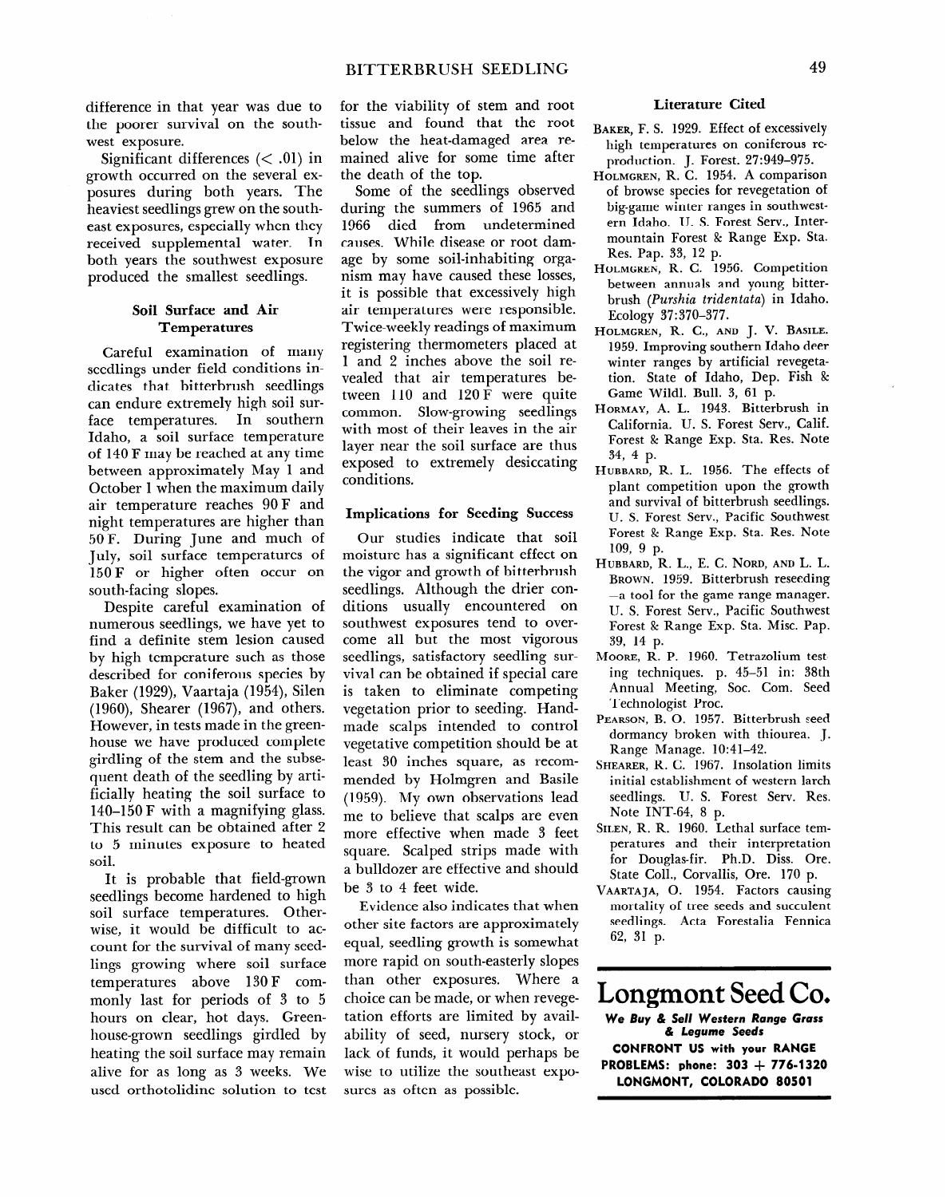difference in that year was due to the poorer survival on the southwest exposure.

Significant differences (< .01) in growth occurred on the several exposures during both years. The heaviest seedlings grew on the southeast exposures, especially when they received supplemental water. In both years the southwest exposure produced the smallest seedlings.

### Soil Surface and Air Temperatures

Careful examination of many seedlings under field conditions indicates that bitterbrush seedlings can endure extremely high soil surface temperatures. In southern Idaho, a soil surface temperature of 140 F may be reached at any time between approximately May 1 and October 1 when the maximum daily air temperature reaches 90 F and night temperatures are higher than 50 F. During June and much of July, soil surface temperatures of 150 F or higher often occur on south-facing slopes.

Despite careful examination of numerous seedlings, we have yet to find a definite stem lesion caused by high temperature such as those described for coniferous species by Baker (1929), Vaartaja (1954), Silen (1960), Shearer (1967), and others. However, in tests made in the greenhouse we have produced complete girdling of the stem and the subsequent death of the seedling by artificially heating the soil surface to 140–150 F with a magnifying glass. This result can be obtained after 2 to 5 minutes exposure to heated soil.

It is probable that field-grown seedlings become hardened to high soil surface temperatures. Otherwise, it would be difficult to account for the survival of many seedlings growing where soil surface temperatures above 130 F commonly last for periods of 3 to 5 hours on clear, hot days. Greenhouse-grown seedlings girdled by heating the soil surface may remain alive for as long as 3 weeks. We used orthotolidine solution to test for the viability of stem and root tissue and found that the root below the heat-damaged area remained alive for some time after the death of the top.

Some of the seedlings observed during the summers of 1965 and 1966 died from undetermined causes. While disease or root damage by some soil-inhabiting organism may have caused these losses, it is possible that excessively high air temperatures were responsible. Twice-weekly readings of maximum registering thermometers placed at 1 and 2 inches above the soil revealed that air temperatures between 110 and 120 F were quite common. Slow-growing seedlings with most of their leaves in the air layer near the soil surface are thus exposed to extremely desiccating conditions.

### Implications for Seeding Success

Our studies indicate that soil moisture has a significant effect on the vigor and growth of bitterbrush seedlings. Although the drier conditions usually encountered on southwest exposures tend to overcome all but the most vigorous seedlings, satisfactory seedling survival can be obtained if special care is taken to eliminate competing vegetation prior to seeding. Handmade scalps intended to control vegetative competition should be at least 30 inches square, as recommended by Holmgren and Basile (1959). My own observations lead me to believe that scalps are even more effective when made 3 feet square. Scalped strips made with a bulldozer are effective and should be 3 to 4 feet wide.

Evidence also indicates that when other site factors are approximately equal, seedling growth is somewhat more rapid on south-easterly slopes than other exposures. Where a choice can be made, or when revegetation efforts are limited by availability of seed, nursery stock, or lack of funds, it would perhaps be wise to utilize the southeast exposures as often as possible.

### Literature Cited

Baker, F. S. 1929. Effect of excessively high temperatures on coniferous reproduction. J. Forest. 27:949–975.

Holmgren, R. C. 1954. A comparison of browse species for revegetation of big-game winter ranges in southwestern Idaho. U. S. Forest Serv., Intermountain Forest & Range Exp. Sta. Res. Pap. 33, 12 p.

Holmgren, R. C. 1956. Competition between annuals and young bitterbrush (*Purshia tridentata*) in Idaho. Ecology 37:370–377.

Holmgren, R. C., and J. V. Basile. 1959. Improving southern Idaho deer winter ranges by artificial revegetation. State of Idaho, Dep. Fish & Game Wildl. Bull. 3, 61 p.

Hormay, A. L. 1943. Bitterbrush in California. U. S. Forest Serv., Calif. Forest & Range Exp. Sta. Res. Note 34, 4 p.

Hubbard, R. L. 1956. The effects of plant competition upon the growth and survival of bitterbrush seedlings. U. S. Forest Serv., Pacific Southwest Forest & Range Exp. Sta. Res. Note 109, 9 p.

Hubbard, R. L., E. C. Nord, and L. L. Brown. 1959. Bitterbrush reseeding—a tool for the game range manager. U. S. Forest Serv., Pacific Southwest Forest & Range Exp. Sta. Misc. Pap. 39, 14 p.

Moore, R. P. 1960. Tetrazolium testing techniques. p. 45–51 in: 38th Annual Meeting, Soc. Com. Seed Technologist Proc.

Pearson, B. O. 1957. Bitterbrush seed dormancy broken with thiourea. J. Range Manage. 10:41–42.

Shearer, R. C. 1967. Insolation limits initial establishment of western larch seedlings. U. S. Forest Serv. Res. Note INT-64, 8 p.

Silen, R. R. 1960. Lethal surface temperatures and their interpretation for Douglas-fir. Ph.D. Diss. Ore. State Coll., Corvallis, Ore. 170 p.

Vaartaja, O. 1954. Factors causing mortality of tree seeds and succulent seedlings. Acta Forestalia Fennica 62, 31 p.

---

**Longmont Seed Co.**

***We Buy & Sell Western Range Grass & Legume Seeds***

**CONFRONT US with your RANGE PROBLEMS: phone: 303 + 776-1320**

**LONGMONT, COLORADO 80501**